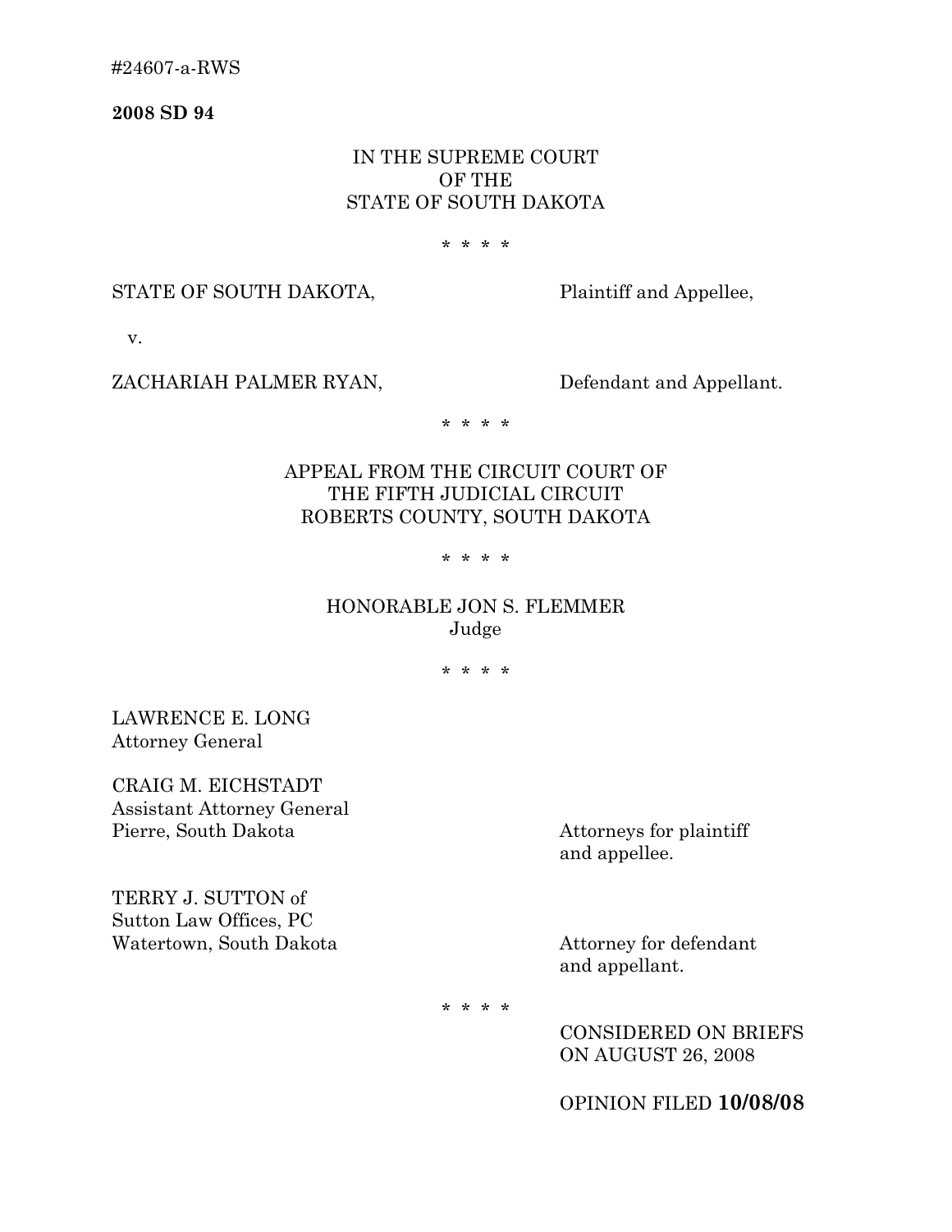#24607-a-RWS

**2008 SD 94**

IN THE SUPREME COURT
OF THE
STATE OF SOUTH DAKOTA

\* \* \* \*

STATE OF SOUTH DAKOTA, Plaintiff and Appellee,

v.

ZACHARIAH PALMER RYAN, Defendant and Appellant.

\* \* \* \*

APPEAL FROM THE CIRCUIT COURT OF
THE FIFTH JUDICIAL CIRCUIT
ROBERTS COUNTY, SOUTH DAKOTA

\* \* \* \*

HONORABLE JON S. FLEMMER
Judge

\* \* \* \*

LAWRENCE E. LONG
Attorney General

CRAIG M. EICHSTADT
Assistant Attorney General
Pierre, South Dakota

Attorneys for plaintiff and appellee.

TERRY J. SUTTON of
Sutton Law Offices, PC
Watertown, South Dakota

Attorney for defendant and appellant.

\* \* \* \*

CONSIDERED ON BRIEFS
ON AUGUST 26, 2008

OPINION FILED **10/08/08**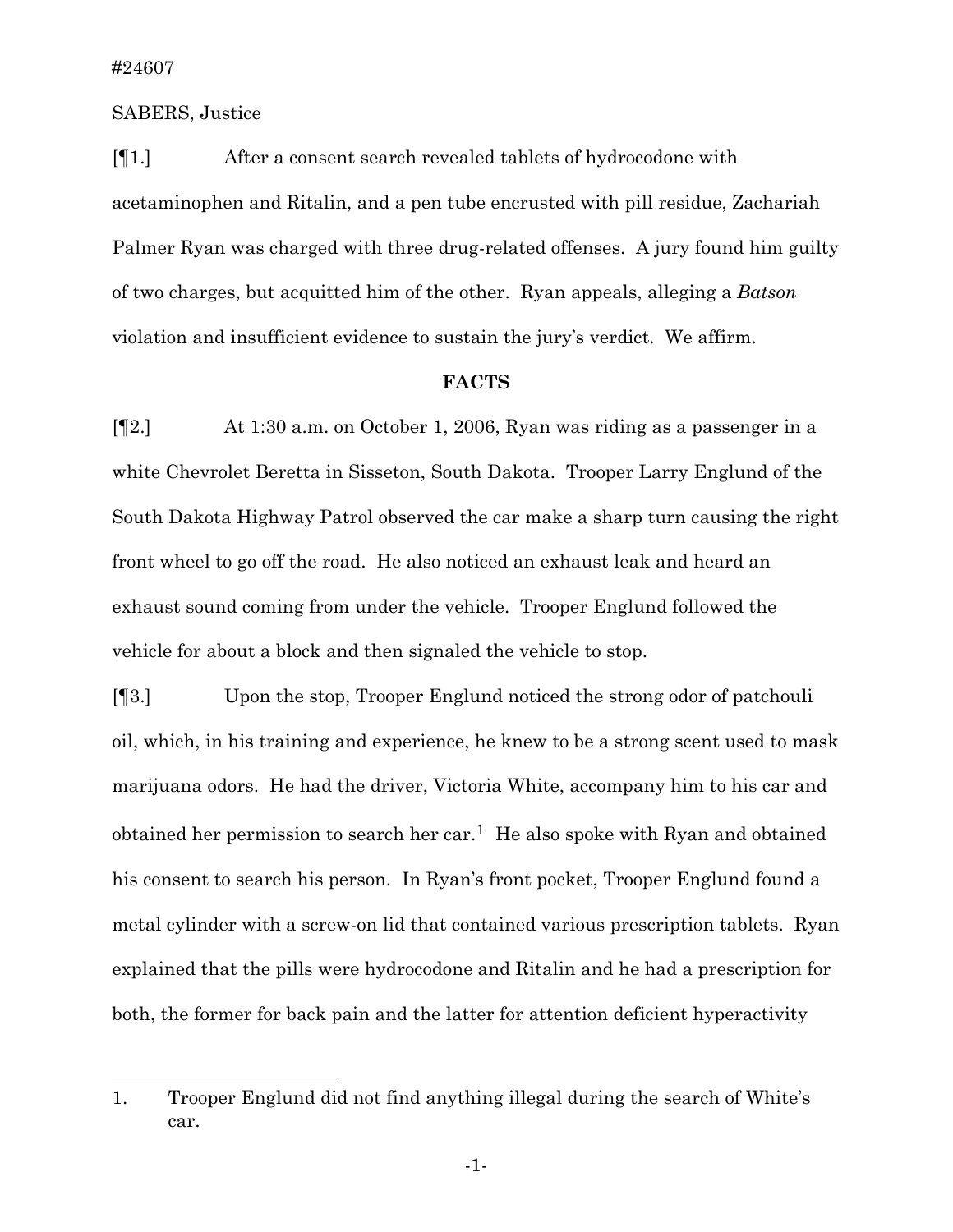#24607

SABERS, Justice

[¶1.] After a consent search revealed tablets of hydrocodone with acetaminophen and Ritalin, and a pen tube encrusted with pill residue, Zachariah Palmer Ryan was charged with three drug-related offenses. A jury found him guilty of two charges, but acquitted him of the other. Ryan appeals, alleging a *Batson* violation and insufficient evidence to sustain the jury's verdict. We affirm.

## FACTS

[¶2.] At 1:30 a.m. on October 1, 2006, Ryan was riding as a passenger in a white Chevrolet Beretta in Sisseton, South Dakota. Trooper Larry Englund of the South Dakota Highway Patrol observed the car make a sharp turn causing the right front wheel to go off the road. He also noticed an exhaust leak and heard an exhaust sound coming from under the vehicle. Trooper Englund followed the vehicle for about a block and then signaled the vehicle to stop.

[¶3.] Upon the stop, Trooper Englund noticed the strong odor of patchouli oil, which, in his training and experience, he knew to be a strong scent used to mask marijuana odors. He had the driver, Victoria White, accompany him to his car and obtained her permission to search her car.[1] He also spoke with Ryan and obtained his consent to search his person. In Ryan's front pocket, Trooper Englund found a metal cylinder with a screw-on lid that contained various prescription tablets. Ryan explained that the pills were hydrocodone and Ritalin and he had a prescription for both, the former for back pain and the latter for attention deficient hyperactivity

---

1. Trooper Englund did not find anything illegal during the search of White's car.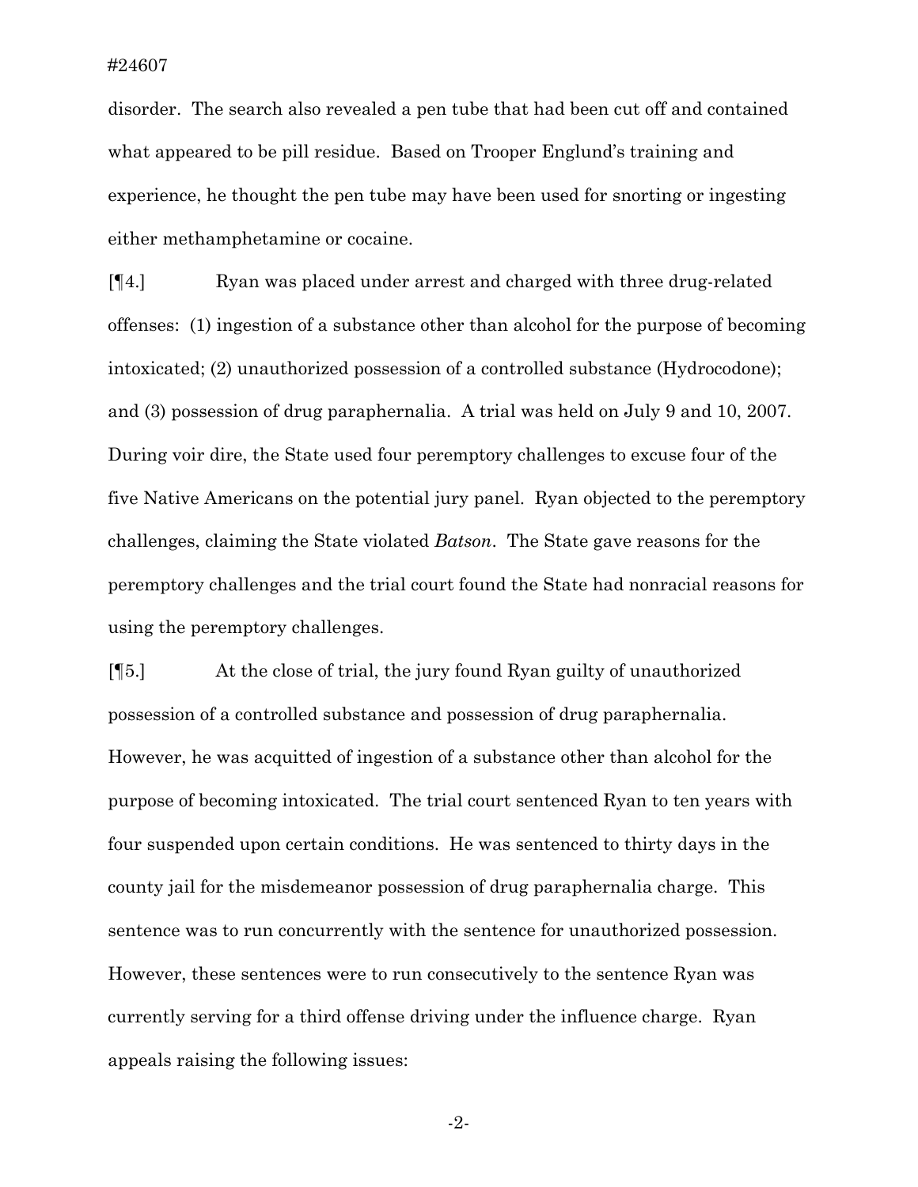disorder. The search also revealed a pen tube that had been cut off and contained what appeared to be pill residue. Based on Trooper Englund's training and experience, he thought the pen tube may have been used for snorting or ingesting either methamphetamine or cocaine.

[¶4.] Ryan was placed under arrest and charged with three drug-related offenses: (1) ingestion of a substance other than alcohol for the purpose of becoming intoxicated; (2) unauthorized possession of a controlled substance (Hydrocodone); and (3) possession of drug paraphernalia. A trial was held on July 9 and 10, 2007. During voir dire, the State used four peremptory challenges to excuse four of the five Native Americans on the potential jury panel. Ryan objected to the peremptory challenges, claiming the State violated *Batson*. The State gave reasons for the peremptory challenges and the trial court found the State had nonracial reasons for using the peremptory challenges.

[¶5.] At the close of trial, the jury found Ryan guilty of unauthorized possession of a controlled substance and possession of drug paraphernalia. However, he was acquitted of ingestion of a substance other than alcohol for the purpose of becoming intoxicated. The trial court sentenced Ryan to ten years with four suspended upon certain conditions. He was sentenced to thirty days in the county jail for the misdemeanor possession of drug paraphernalia charge. This sentence was to run concurrently with the sentence for unauthorized possession. However, these sentences were to run consecutively to the sentence Ryan was currently serving for a third offense driving under the influence charge. Ryan appeals raising the following issues: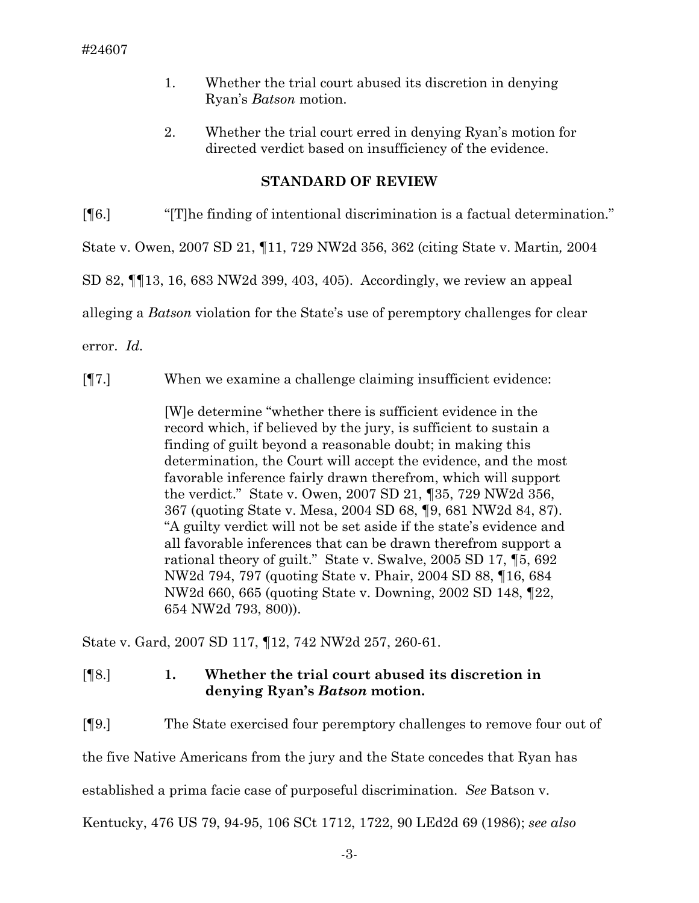#24607

1. Whether the trial court abused its discretion in denying Ryan's *Batson* motion.

2. Whether the trial court erred in denying Ryan's motion for directed verdict based on insufficiency of the evidence.

## STANDARD OF REVIEW

[¶6.] "[T]he finding of intentional discrimination is a factual determination." State v. Owen, 2007 SD 21, ¶11, 729 NW2d 356, 362 (citing State v. Martin*,* 2004 SD 82, ¶¶13, 16, 683 NW2d 399, 403, 405). Accordingly, we review an appeal alleging a *Batson* violation for the State's use of peremptory challenges for clear error. *Id.*

[¶7.] When we examine a challenge claiming insufficient evidence:

> [W]e determine "whether there is sufficient evidence in the record which, if believed by the jury, is sufficient to sustain a finding of guilt beyond a reasonable doubt; in making this determination, the Court will accept the evidence, and the most favorable inference fairly drawn therefrom, which will support the verdict." State v. Owen, 2007 SD 21, ¶35, 729 NW2d 356, 367 (quoting State v. Mesa, 2004 SD 68, ¶9, 681 NW2d 84, 87). "A guilty verdict will not be set aside if the state's evidence and all favorable inferences that can be drawn therefrom support a rational theory of guilt." State v. Swalve, 2005 SD 17, ¶5, 692 NW2d 794, 797 (quoting State v. Phair, 2004 SD 88, ¶16, 684 NW2d 660, 665 (quoting State v. Downing, 2002 SD 148, ¶22, 654 NW2d 793, 800)).

State v. Gard, 2007 SD 117, ¶12, 742 NW2d 257, 260-61.

[¶8.] **1. Whether the trial court abused its discretion in denying Ryan's *Batson* motion.**

[¶9.] The State exercised four peremptory challenges to remove four out of the five Native Americans from the jury and the State concedes that Ryan has established a prima facie case of purposeful discrimination. *See* Batson v. Kentucky, 476 US 79, 94-95, 106 SCt 1712, 1722, 90 LEd2d 69 (1986); *see also*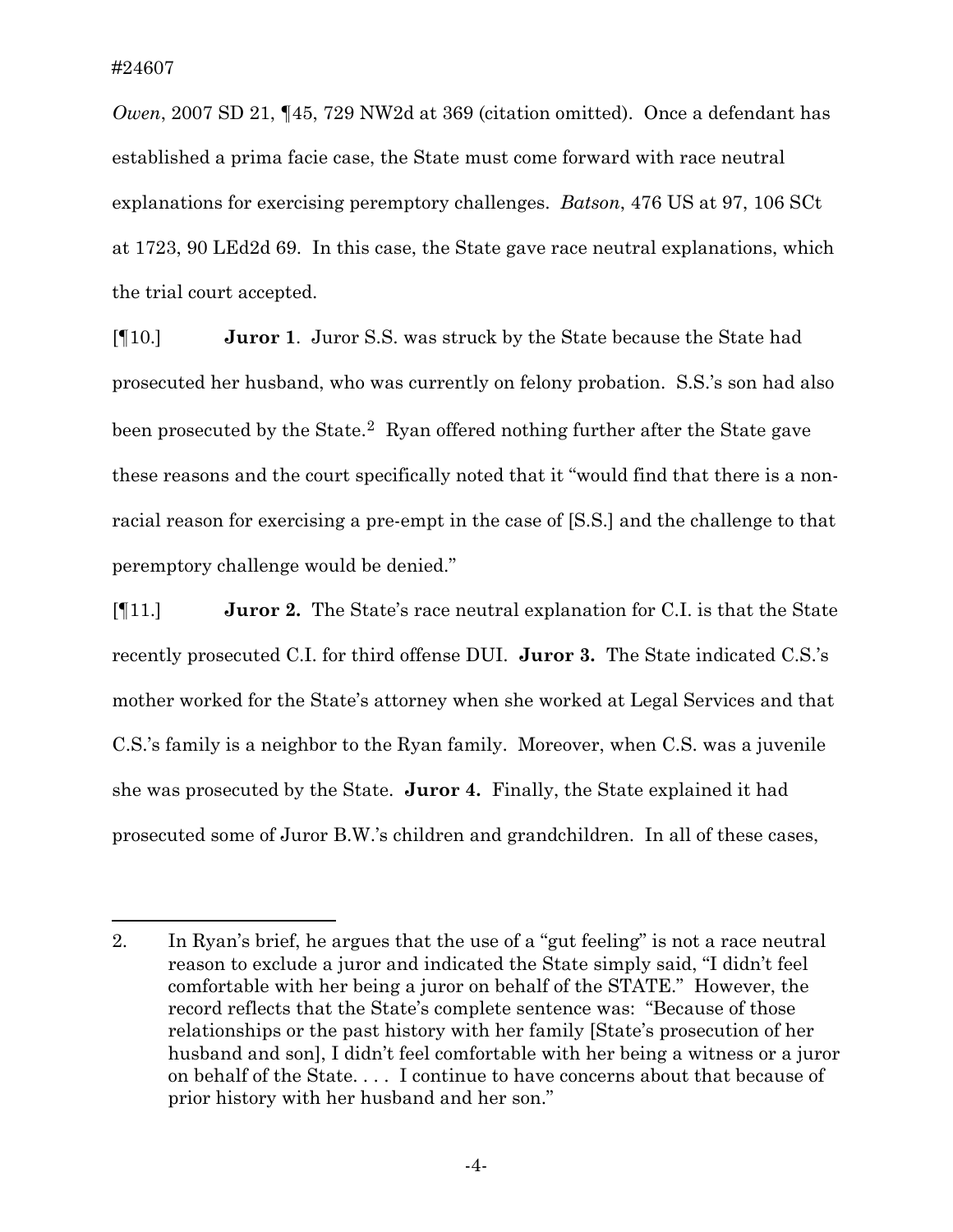*Owen*, 2007 SD 21, ¶45, 729 NW2d at 369 (citation omitted). Once a defendant has established a prima facie case, the State must come forward with race neutral explanations for exercising peremptory challenges. *Batson*, 476 US at 97, 106 SCt at 1723, 90 LEd2d 69. In this case, the State gave race neutral explanations, which the trial court accepted.

[¶10.] **Juror 1**. Juror S.S. was struck by the State because the State had prosecuted her husband, who was currently on felony probation. S.S.'s son had also been prosecuted by the State.[2] Ryan offered nothing further after the State gave these reasons and the court specifically noted that it "would find that there is a non-racial reason for exercising a pre-empt in the case of [S.S.] and the challenge to that peremptory challenge would be denied."

[¶11.] **Juror 2.** The State's race neutral explanation for C.I. is that the State recently prosecuted C.I. for third offense DUI. **Juror 3.** The State indicated C.S.'s mother worked for the State's attorney when she worked at Legal Services and that C.S.'s family is a neighbor to the Ryan family. Moreover, when C.S. was a juvenile she was prosecuted by the State. **Juror 4.** Finally, the State explained it had prosecuted some of Juror B.W.'s children and grandchildren. In all of these cases,

---

2. In Ryan's brief, he argues that the use of a "gut feeling" is not a race neutral reason to exclude a juror and indicated the State simply said, "I didn't feel comfortable with her being a juror on behalf of the STATE." However, the record reflects that the State's complete sentence was: "Because of those relationships or the past history with her family [State's prosecution of her husband and son], I didn't feel comfortable with her being a witness or a juror on behalf of the State. . . . I continue to have concerns about that because of prior history with her husband and her son."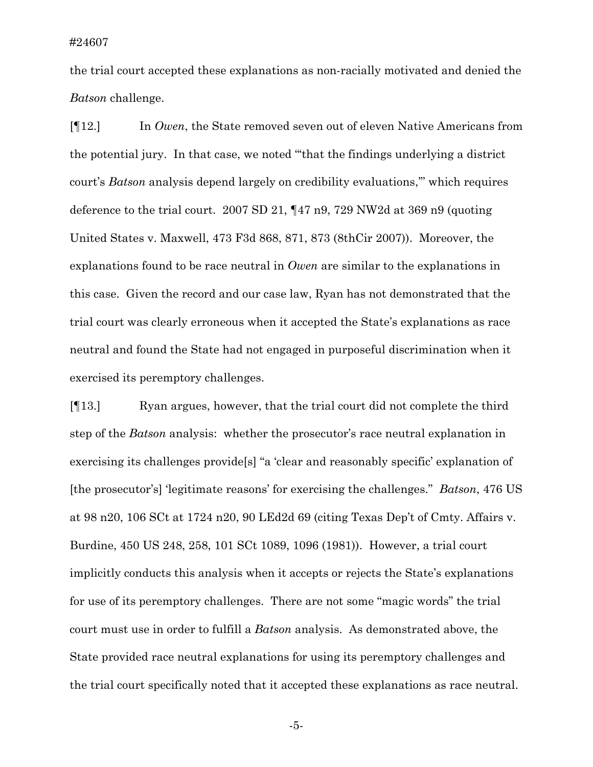the trial court accepted these explanations as non-racially motivated and denied the *Batson* challenge.

[¶12.] In *Owen*, the State removed seven out of eleven Native Americans from the potential jury. In that case, we noted "'that the findings underlying a district court's *Batson* analysis depend largely on credibility evaluations,'" which requires deference to the trial court. 2007 SD 21, ¶47 n9, 729 NW2d at 369 n9 (quoting United States v. Maxwell, 473 F3d 868, 871, 873 (8thCir 2007)). Moreover, the explanations found to be race neutral in *Owen* are similar to the explanations in this case. Given the record and our case law, Ryan has not demonstrated that the trial court was clearly erroneous when it accepted the State's explanations as race neutral and found the State had not engaged in purposeful discrimination when it exercised its peremptory challenges.

[¶13.] Ryan argues, however, that the trial court did not complete the third step of the *Batson* analysis: whether the prosecutor's race neutral explanation in exercising its challenges provide[s] "a 'clear and reasonably specific' explanation of [the prosecutor's] 'legitimate reasons' for exercising the challenges." *Batson*, 476 US at 98 n20, 106 SCt at 1724 n20, 90 LEd2d 69 (citing Texas Dep't of Cmty. Affairs v. Burdine, 450 US 248, 258, 101 SCt 1089, 1096 (1981)). However, a trial court implicitly conducts this analysis when it accepts or rejects the State's explanations for use of its peremptory challenges. There are not some "magic words" the trial court must use in order to fulfill a *Batson* analysis. As demonstrated above, the State provided race neutral explanations for using its peremptory challenges and the trial court specifically noted that it accepted these explanations as race neutral.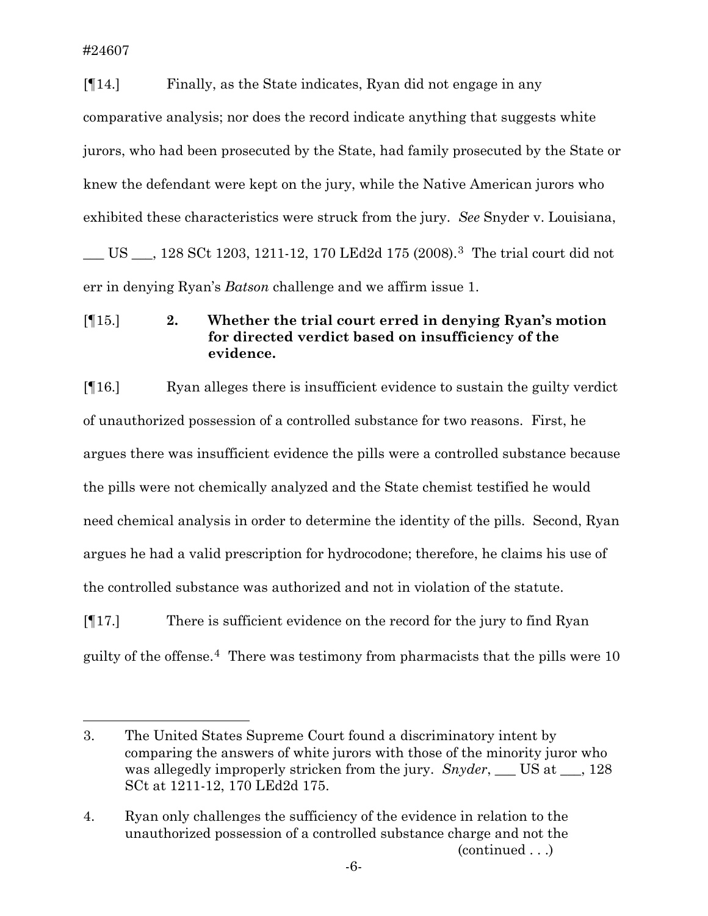[¶14.] Finally, as the State indicates, Ryan did not engage in any comparative analysis; nor does the record indicate anything that suggests white jurors, who had been prosecuted by the State, had family prosecuted by the State or knew the defendant were kept on the jury, while the Native American jurors who exhibited these characteristics were struck from the jury. *See* Snyder v. Louisiana, ___ US ___, 128 SCt 1203, 1211-12, 170 LEd2d 175 (2008).[3] The trial court did not err in denying Ryan's *Batson* challenge and we affirm issue 1.

[¶15.] **2. Whether the trial court erred in denying Ryan's motion for directed verdict based on insufficiency of the evidence.**

[¶16.] Ryan alleges there is insufficient evidence to sustain the guilty verdict of unauthorized possession of a controlled substance for two reasons. First, he argues there was insufficient evidence the pills were a controlled substance because the pills were not chemically analyzed and the State chemist testified he would need chemical analysis in order to determine the identity of the pills. Second, Ryan argues he had a valid prescription for hydrocodone; therefore, he claims his use of the controlled substance was authorized and not in violation of the statute.

[¶17.] There is sufficient evidence on the record for the jury to find Ryan guilty of the offense.[4] There was testimony from pharmacists that the pills were 10

---

3. The United States Supreme Court found a discriminatory intent by comparing the answers of white jurors with those of the minority juror who was allegedly improperly stricken from the jury. *Snyder*, ___ US at ___, 128 SCt at 1211-12, 170 LEd2d 175.

4. Ryan only challenges the sufficiency of the evidence in relation to the unauthorized possession of a controlled substance charge and not the (continued . . .)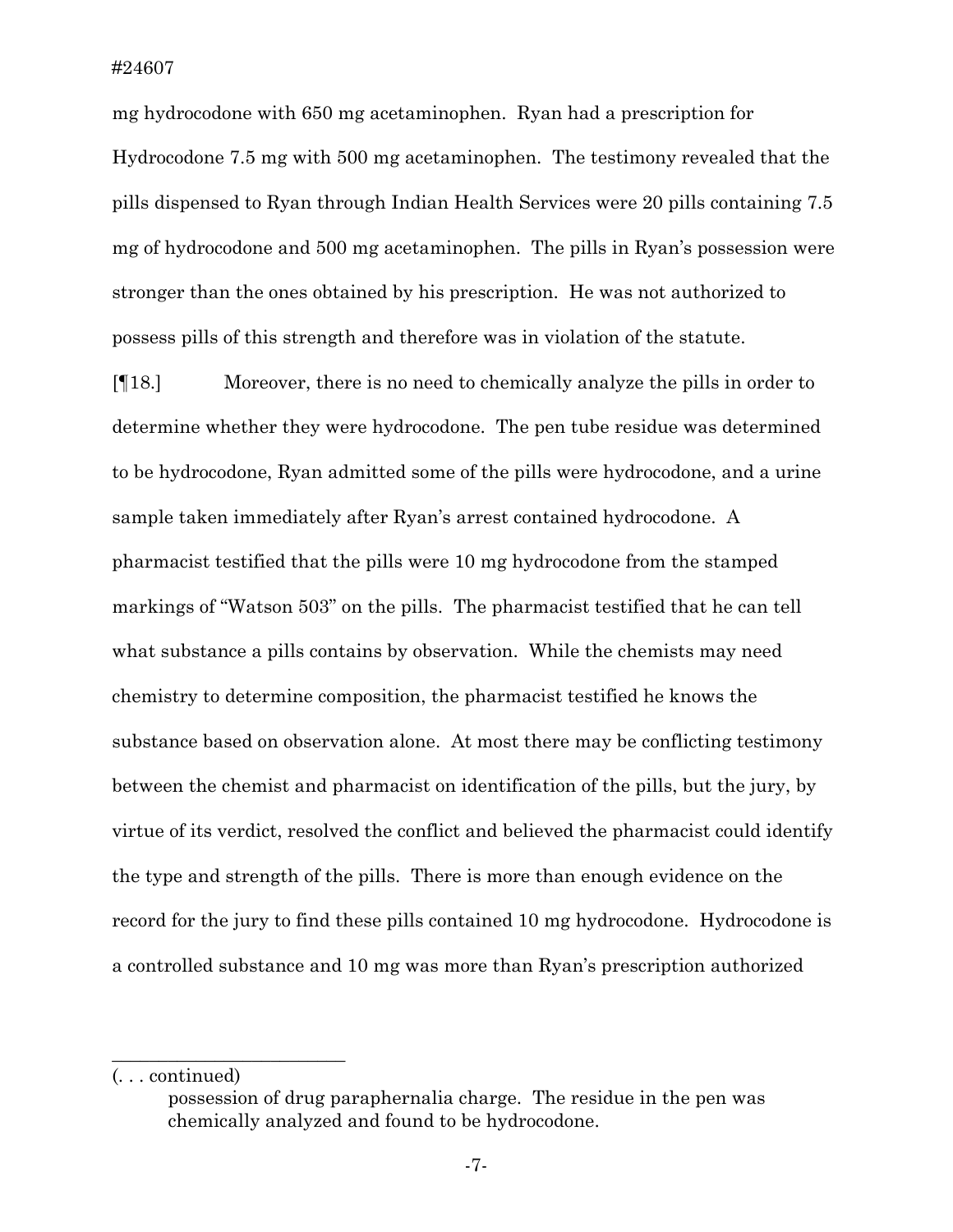mg hydrocodone with 650 mg acetaminophen. Ryan had a prescription for Hydrocodone 7.5 mg with 500 mg acetaminophen. The testimony revealed that the pills dispensed to Ryan through Indian Health Services were 20 pills containing 7.5 mg of hydrocodone and 500 mg acetaminophen. The pills in Ryan's possession were stronger than the ones obtained by his prescription. He was not authorized to possess pills of this strength and therefore was in violation of the statute.

[¶18.] Moreover, there is no need to chemically analyze the pills in order to determine whether they were hydrocodone. The pen tube residue was determined to be hydrocodone, Ryan admitted some of the pills were hydrocodone, and a urine sample taken immediately after Ryan's arrest contained hydrocodone. A pharmacist testified that the pills were 10 mg hydrocodone from the stamped markings of "Watson 503" on the pills. The pharmacist testified that he can tell what substance a pills contains by observation. While the chemists may need chemistry to determine composition, the pharmacist testified he knows the substance based on observation alone. At most there may be conflicting testimony between the chemist and pharmacist on identification of the pills, but the jury, by virtue of its verdict, resolved the conflict and believed the pharmacist could identify the type and strength of the pills. There is more than enough evidence on the record for the jury to find these pills contained 10 mg hydrocodone. Hydrocodone is a controlled substance and 10 mg was more than Ryan's prescription authorized

---

(. . . continued)

possession of drug paraphernalia charge. The residue in the pen was chemically analyzed and found to be hydrocodone.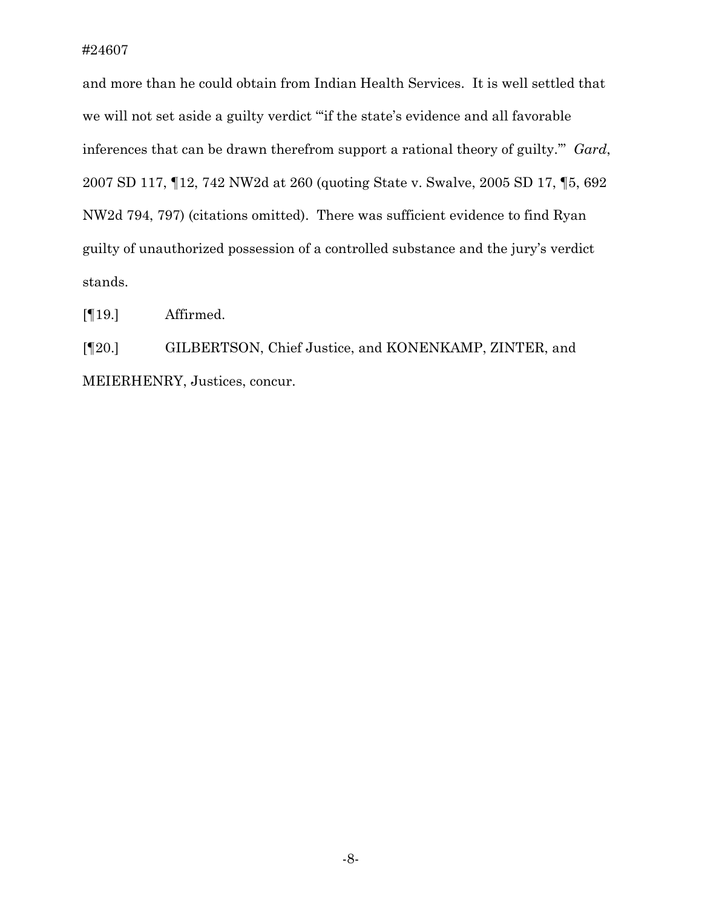and more than he could obtain from Indian Health Services. It is well settled that we will not set aside a guilty verdict "'if the state's evidence and all favorable inferences that can be drawn therefrom support a rational theory of guilty.'" *Gard*, 2007 SD 117, ¶12, 742 NW2d at 260 (quoting State v. Swalve, 2005 SD 17, ¶5, 692 NW2d 794, 797) (citations omitted). There was sufficient evidence to find Ryan guilty of unauthorized possession of a controlled substance and the jury's verdict stands.

[¶19.] Affirmed.

[¶20.] GILBERTSON, Chief Justice, and KONENKAMP, ZINTER, and MEIERHENRY, Justices, concur.